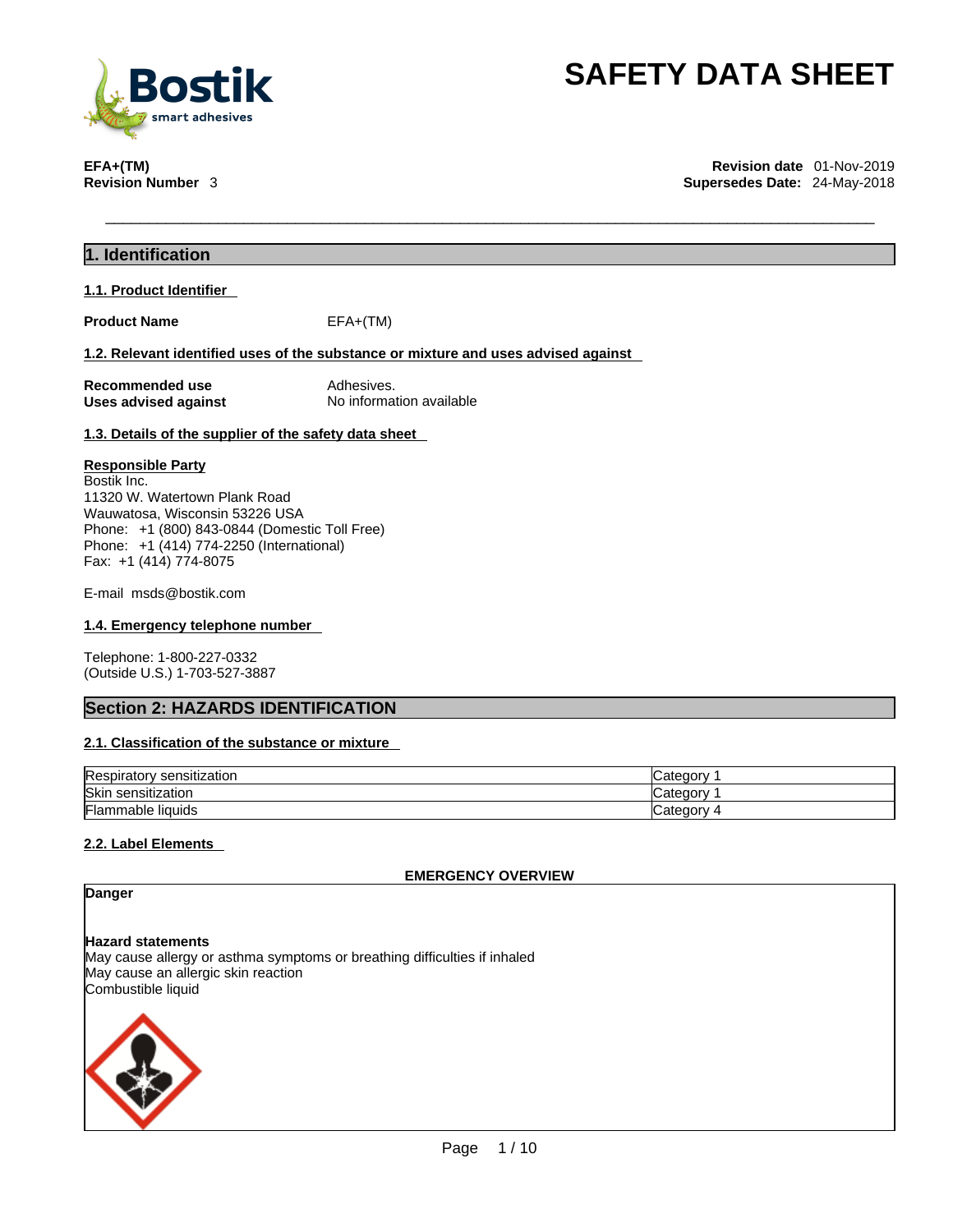# SAFETY DATA SHEET

**EFA+(TM)**
**Revision Number** 3

**Revision date** 01-Nov-2019
**Supersedes Date:** 24-May-2018

## 1. Identification

### 1.1. Product Identifier

**Product Name** EFA+(TM)

### 1.2. Relevant identified uses of the substance or mixture and uses advised against

**Recommended use** Adhesives.
**Uses advised against** No information available

### 1.3. Details of the supplier of the safety data sheet

**Responsible Party**
Bostik Inc.
11320 W. Watertown Plank Road
Wauwatosa, Wisconsin 53226 USA
Phone: +1 (800) 843-0844 (Domestic Toll Free)
Phone: +1 (414) 774-2250 (International)
Fax: +1 (414) 774-8075

E-mail msds@bostik.com

### 1.4. Emergency telephone number

Telephone: 1-800-227-0332
(Outside U.S.) 1-703-527-3887

## Section 2: HAZARDS IDENTIFICATION

### 2.1. Classification of the substance or mixture

| | |
|---|---|
| Respiratory sensitization | Category 1 |
| Skin sensitization | Category 1 |
| Flammable liquids | Category 4 |

### 2.2. Label Elements

**EMERGENCY OVERVIEW**

**Danger**

**Hazard statements**
May cause allergy or asthma symptoms or breathing difficulties if inhaled
May cause an allergic skin reaction
Combustible liquid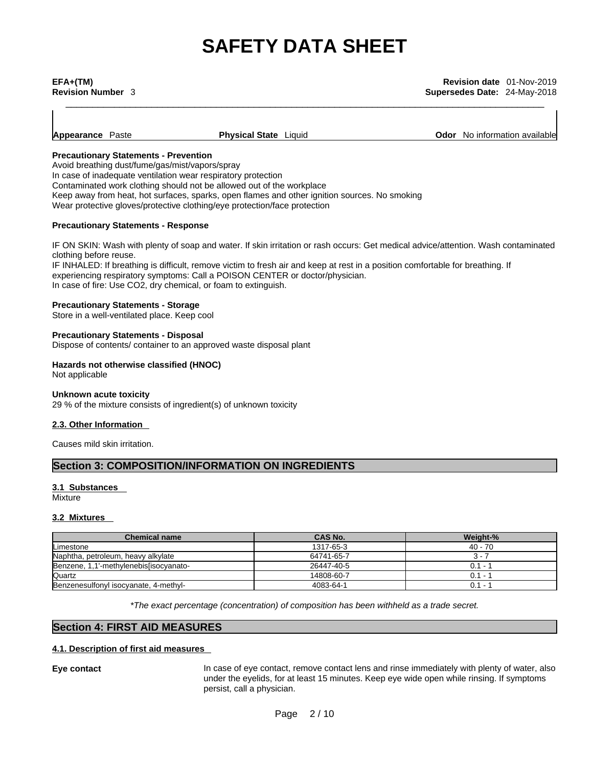**Appearance** Paste **Physical State** Liquid **Odor** No information available

**Precautionary Statements - Prevention**

Avoid breathing dust/fume/gas/mist/vapors/spray
In case of inadequate ventilation wear respiratory protection
Contaminated work clothing should not be allowed out of the workplace
Keep away from heat, hot surfaces, sparks, open flames and other ignition sources. No smoking
Wear protective gloves/protective clothing/eye protection/face protection

**Precautionary Statements - Response**

IF ON SKIN: Wash with plenty of soap and water. If skin irritation or rash occurs: Get medical advice/attention. Wash contaminated clothing before reuse.
IF INHALED: If breathing is difficult, remove victim to fresh air and keep at rest in a position comfortable for breathing. If experiencing respiratory symptoms: Call a POISON CENTER or doctor/physician.
In case of fire: Use CO2, dry chemical, or foam to extinguish.

**Precautionary Statements - Storage**

Store in a well-ventilated place. Keep cool

**Precautionary Statements - Disposal**

Dispose of contents/ container to an approved waste disposal plant

**Hazards not otherwise classified (HNOC)**

Not applicable

**Unknown acute toxicity**

29 % of the mixture consists of ingredient(s) of unknown toxicity

### 2.3. Other Information

Causes mild skin irritation.

## Section 3: COMPOSITION/INFORMATION ON INGREDIENTS

### 3.1 Substances

Mixture

### 3.2 Mixtures

| Chemical name | CAS No. | Weight-% |
| --- | --- | --- |
| Limestone | 1317-65-3 | 40 - 70 |
| Naphtha, petroleum, heavy alkylate | 64741-65-7 | 3 - 7 |
| Benzene, 1,1'-methylenebis[isocyanato- | 26447-40-5 | 0.1 - 1 |
| Quartz | 14808-60-7 | 0.1 - 1 |
| Benzenesulfonyl isocyanate, 4-methyl- | 4083-64-1 | 0.1 - 1 |

*\*The exact percentage (concentration) of composition has been withheld as a trade secret.*

## Section 4: FIRST AID MEASURES

### 4.1. Description of first aid measures

**Eye contact** In case of eye contact, remove contact lens and rinse immediately with plenty of water, also under the eyelids, for at least 15 minutes. Keep eye wide open while rinsing. If symptoms persist, call a physician.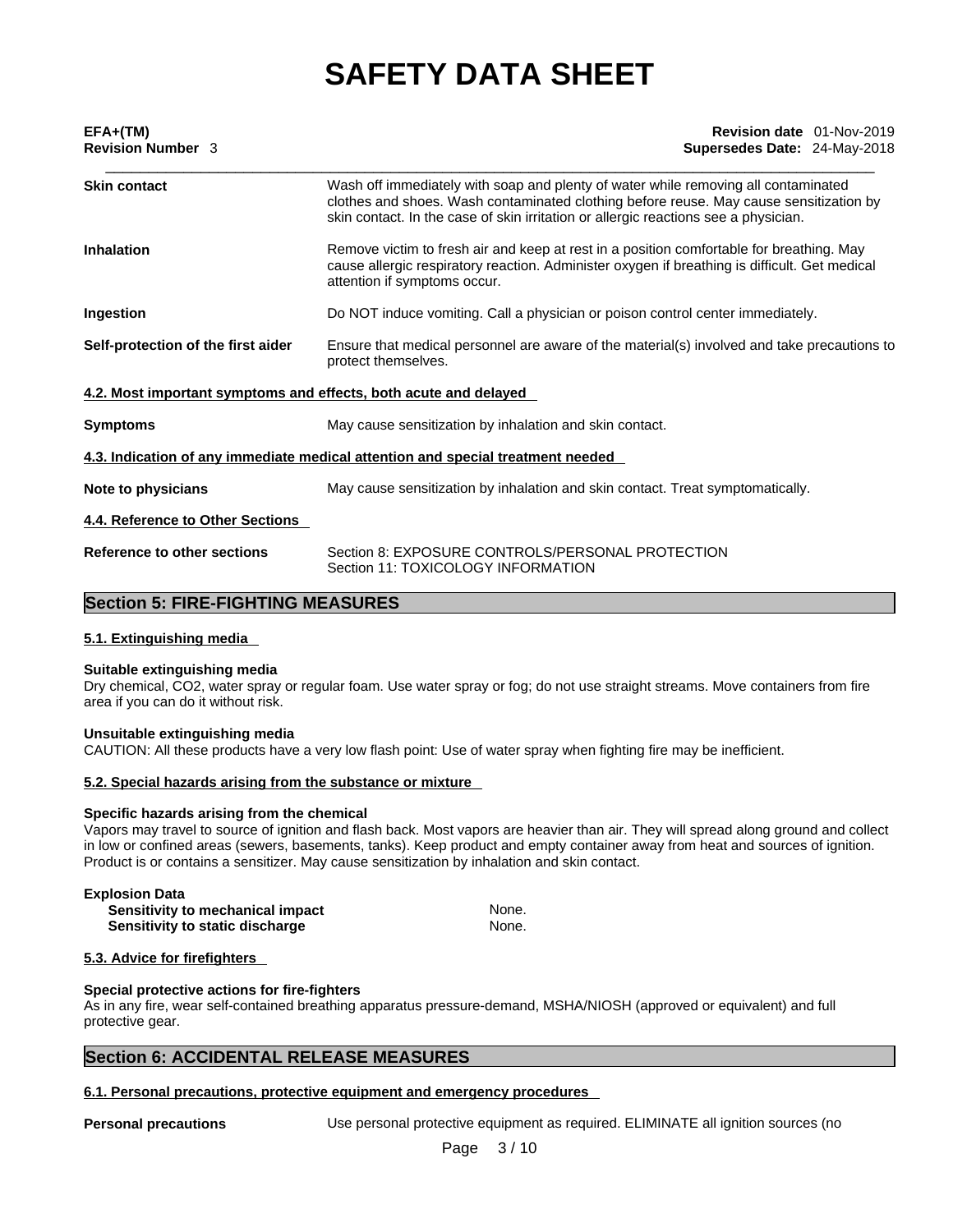| | |
|---|---|
| **Skin contact** | Wash off immediately with soap and plenty of water while removing all contaminated clothes and shoes. Wash contaminated clothing before reuse. May cause sensitization by skin contact. In the case of skin irritation or allergic reactions see a physician. |
| **Inhalation** | Remove victim to fresh air and keep at rest in a position comfortable for breathing. May cause allergic respiratory reaction. Administer oxygen if breathing is difficult. Get medical attention if symptoms occur. |
| **Ingestion** | Do NOT induce vomiting. Call a physician or poison control center immediately. |
| **Self-protection of the first aider** | Ensure that medical personnel are aware of the material(s) involved and take precautions to protect themselves. |

### 4.2. Most important symptoms and effects, both acute and delayed

| | |
|---|---|
| **Symptoms** | May cause sensitization by inhalation and skin contact. |

### 4.3. Indication of any immediate medical attention and special treatment needed

| | |
|---|---|
| **Note to physicians** | May cause sensitization by inhalation and skin contact. Treat symptomatically. |

### 4.4. Reference to Other Sections

| | |
|---|---|
| **Reference to other sections** | Section 8: EXPOSURE CONTROLS/PERSONAL PROTECTION<br>Section 11: TOXICOLOGY INFORMATION |

## Section 5: FIRE-FIGHTING MEASURES

### 5.1. Extinguishing media

**Suitable extinguishing media**
Dry chemical, CO2, water spray or regular foam. Use water spray or fog; do not use straight streams. Move containers from fire area if you can do it without risk.

**Unsuitable extinguishing media**
CAUTION: All these products have a very low flash point: Use of water spray when fighting fire may be inefficient.

### 5.2. Special hazards arising from the substance or mixture

**Specific hazards arising from the chemical**
Vapors may travel to source of ignition and flash back. Most vapors are heavier than air. They will spread along ground and collect in low or confined areas (sewers, basements, tanks). Keep product and empty container away from heat and sources of ignition. Product is or contains a sensitizer. May cause sensitization by inhalation and skin contact.

**Explosion Data**

| | |
|---|---|
| **Sensitivity to mechanical impact** | None. |
| **Sensitivity to static discharge** | None. |

### 5.3. Advice for firefighters

**Special protective actions for fire-fighters**
As in any fire, wear self-contained breathing apparatus pressure-demand, MSHA/NIOSH (approved or equivalent) and full protective gear.

## Section 6: ACCIDENTAL RELEASE MEASURES

### 6.1. Personal precautions, protective equipment and emergency procedures

**Personal precautions** Use personal protective equipment as required. ELIMINATE all ignition sources (no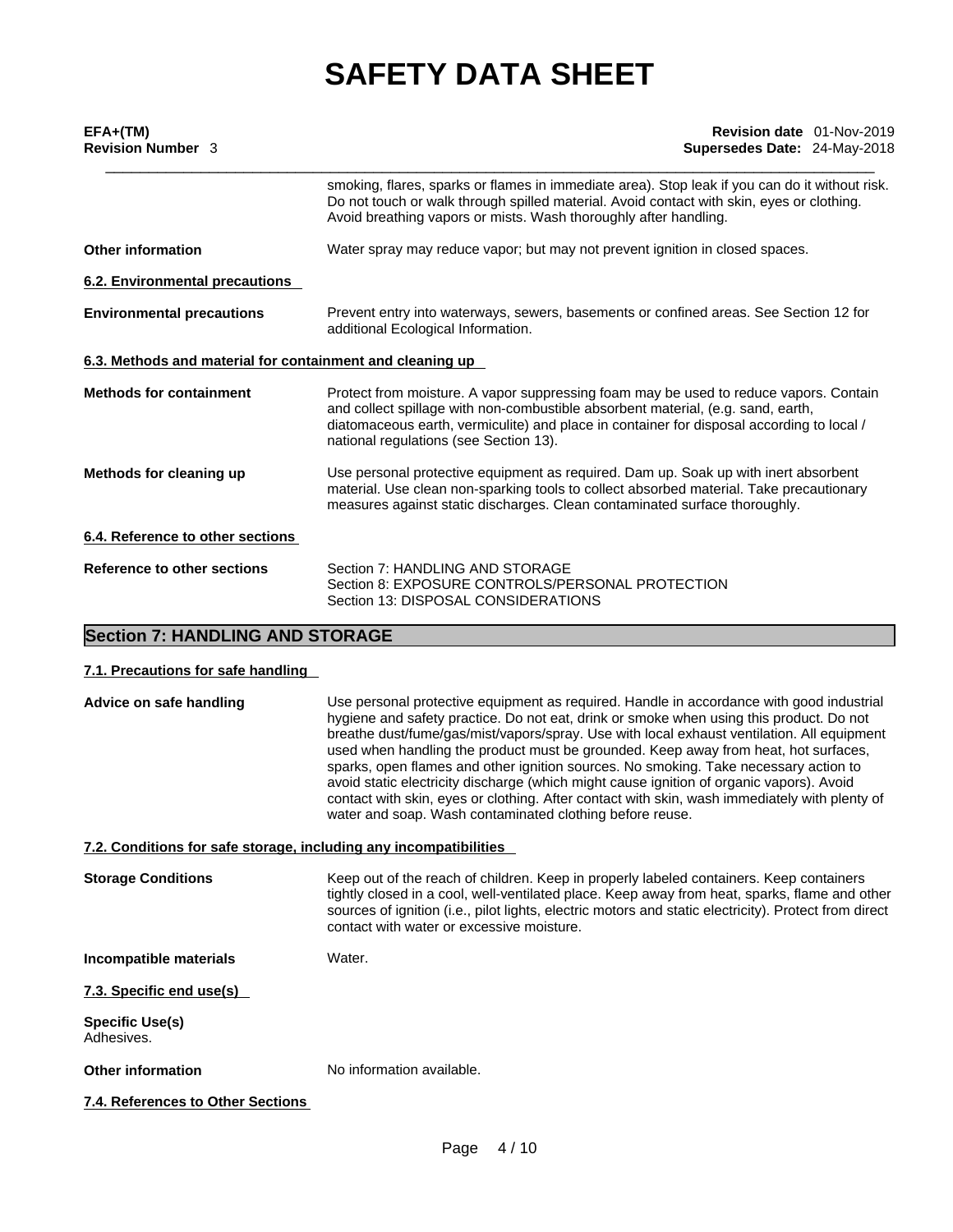smoking, flares, sparks or flames in immediate area). Stop leak if you can do it without risk. Do not touch or walk through spilled material. Avoid contact with skin, eyes or clothing. Avoid breathing vapors or mists. Wash thoroughly after handling.

**Other information**

Water spray may reduce vapor; but may not prevent ignition in closed spaces.

### 6.2. Environmental precautions

**Environmental precautions**

Prevent entry into waterways, sewers, basements or confined areas. See Section 12 for additional Ecological Information.

### 6.3. Methods and material for containment and cleaning up

**Methods for containment**

Protect from moisture. A vapor suppressing foam may be used to reduce vapors. Contain and collect spillage with non-combustible absorbent material, (e.g. sand, earth, diatomaceous earth, vermiculite) and place in container for disposal according to local / national regulations (see Section 13).

**Methods for cleaning up**

Use personal protective equipment as required. Dam up. Soak up with inert absorbent material. Use clean non-sparking tools to collect absorbed material. Take precautionary measures against static discharges. Clean contaminated surface thoroughly.

### 6.4. Reference to other sections

**Reference to other sections**

Section 7: HANDLING AND STORAGE
Section 8: EXPOSURE CONTROLS/PERSONAL PROTECTION
Section 13: DISPOSAL CONSIDERATIONS

## Section 7: HANDLING AND STORAGE

### 7.1. Precautions for safe handling

**Advice on safe handling**

Use personal protective equipment as required. Handle in accordance with good industrial hygiene and safety practice. Do not eat, drink or smoke when using this product. Do not breathe dust/fume/gas/mist/vapors/spray. Use with local exhaust ventilation. All equipment used when handling the product must be grounded. Keep away from heat, hot surfaces, sparks, open flames and other ignition sources. No smoking. Take necessary action to avoid static electricity discharge (which might cause ignition of organic vapors). Avoid contact with skin, eyes or clothing. After contact with skin, wash immediately with plenty of water and soap. Wash contaminated clothing before reuse.

### 7.2. Conditions for safe storage, including any incompatibilities

**Storage Conditions**

Keep out of the reach of children. Keep in properly labeled containers. Keep containers tightly closed in a cool, well-ventilated place. Keep away from heat, sparks, flame and other sources of ignition (i.e., pilot lights, electric motors and static electricity). Protect from direct contact with water or excessive moisture.

**Incompatible materials**

Water.

### 7.3. Specific end use(s)

**Specific Use(s)**
Adhesives.

**Other information**

No information available.

### 7.4. References to Other Sections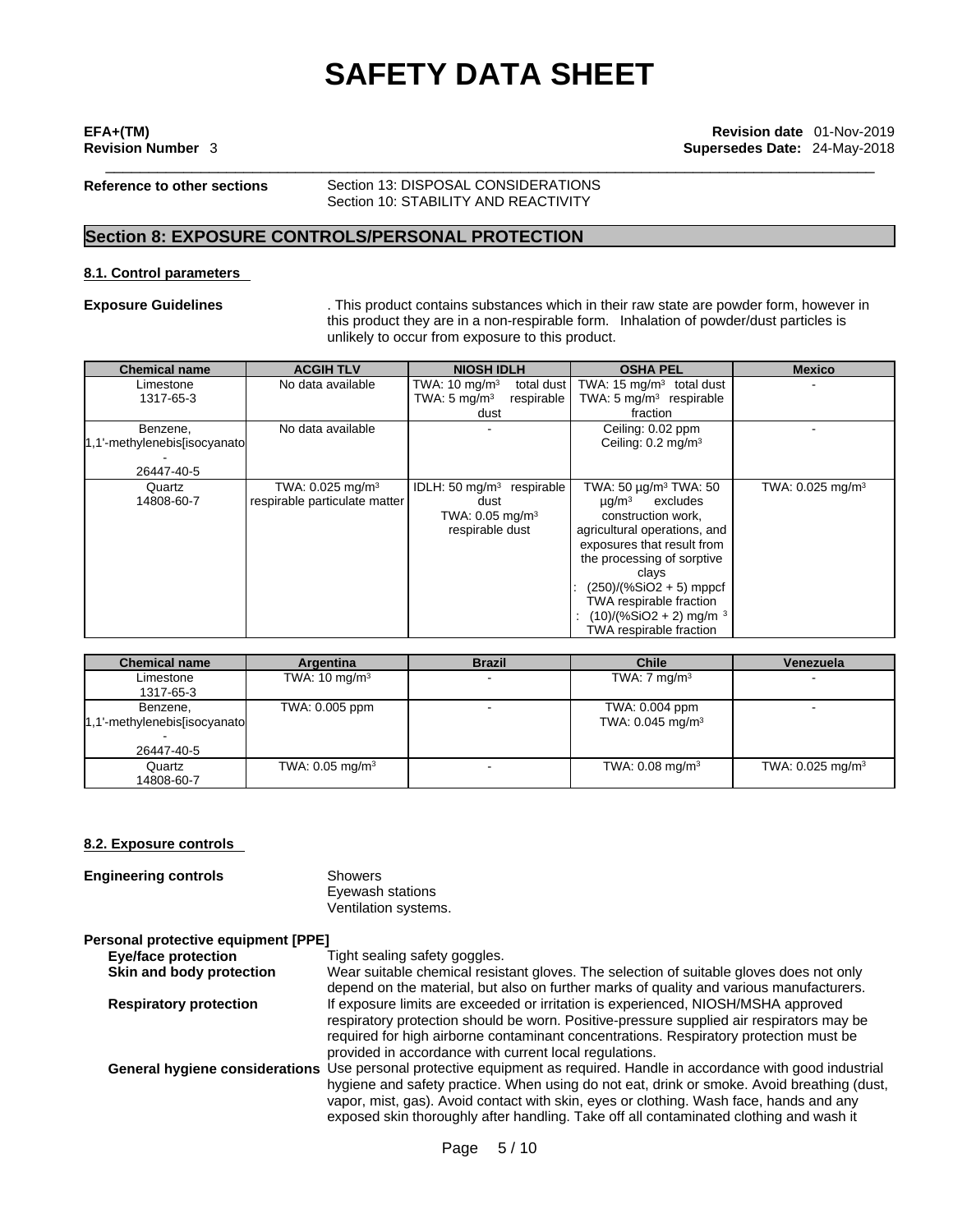**Reference to other sections** Section 13: DISPOSAL CONSIDERATIONS
Section 10: STABILITY AND REACTIVITY

## Section 8: EXPOSURE CONTROLS/PERSONAL PROTECTION

### 8.1. Control parameters

**Exposure Guidelines** . This product contains substances which in their raw state are powder form, however in this product they are in a non-respirable form. Inhalation of powder/dust particles is unlikely to occur from exposure to this product.

| Chemical name | ACGIH TLV | NIOSH IDLH | OSHA PEL | Mexico |
|---|---|---|---|---|
| Limestone 1317-65-3 | No data available | TWA: 10 mg/m³ total dust TWA: 5 mg/m³ respirable dust | TWA: 15 mg/m³ total dust TWA: 5 mg/m³ respirable fraction | - |
| Benzene, 1,1'-methylenebis[isocyanato - 26447-40-5 | No data available | - | Ceiling: 0.02 ppm Ceiling: 0.2 mg/m³ | - |
| Quartz 14808-60-7 | TWA: 0.025 mg/m³ respirable particulate matter | IDLH: 50 mg/m³ respirable dust TWA: 0.05 mg/m³ respirable dust | TWA: 50 µg/m³ TWA: 50 µg/m³ excludes construction work, agricultural operations, and exposures that result from the processing of sorptive clays : (250)/(%SiO2 + 5) mppcf TWA respirable fraction : (10)/(%SiO2 + 2) mg/m ³ TWA respirable fraction | TWA: 0.025 mg/m³ |

| Chemical name | Argentina | Brazil | Chile | Venezuela |
|---|---|---|---|---|
| Limestone 1317-65-3 | TWA: 10 mg/m³ | - | TWA: 7 mg/m³ | - |
| Benzene, 1,1'-methylenebis[isocyanato - 26447-40-5 | TWA: 0.005 ppm | - | TWA: 0.004 ppm TWA: 0.045 mg/m³ | - |
| Quartz 14808-60-7 | TWA: 0.05 mg/m³ | - | TWA: 0.08 mg/m³ | TWA: 0.025 mg/m³ |

### 8.2. Exposure controls

**Engineering controls** Showers
Eyewash stations
Ventilation systems.

**Personal protective equipment [PPE]**

**Eye/face protection** Tight sealing safety goggles.

**Skin and body protection** Wear suitable chemical resistant gloves. The selection of suitable gloves does not only depend on the material, but also on further marks of quality and various manufacturers.

**Respiratory protection** If exposure limits are exceeded or irritation is experienced, NIOSH/MSHA approved respiratory protection should be worn. Positive-pressure supplied air respirators may be required for high airborne contaminant concentrations. Respiratory protection must be provided in accordance with current local regulations.

**General hygiene considerations** Use personal protective equipment as required. Handle in accordance with good industrial hygiene and safety practice. When using do not eat, drink or smoke. Avoid breathing (dust, vapor, mist, gas). Avoid contact with skin, eyes or clothing. Wash face, hands and any exposed skin thoroughly after handling. Take off all contaminated clothing and wash it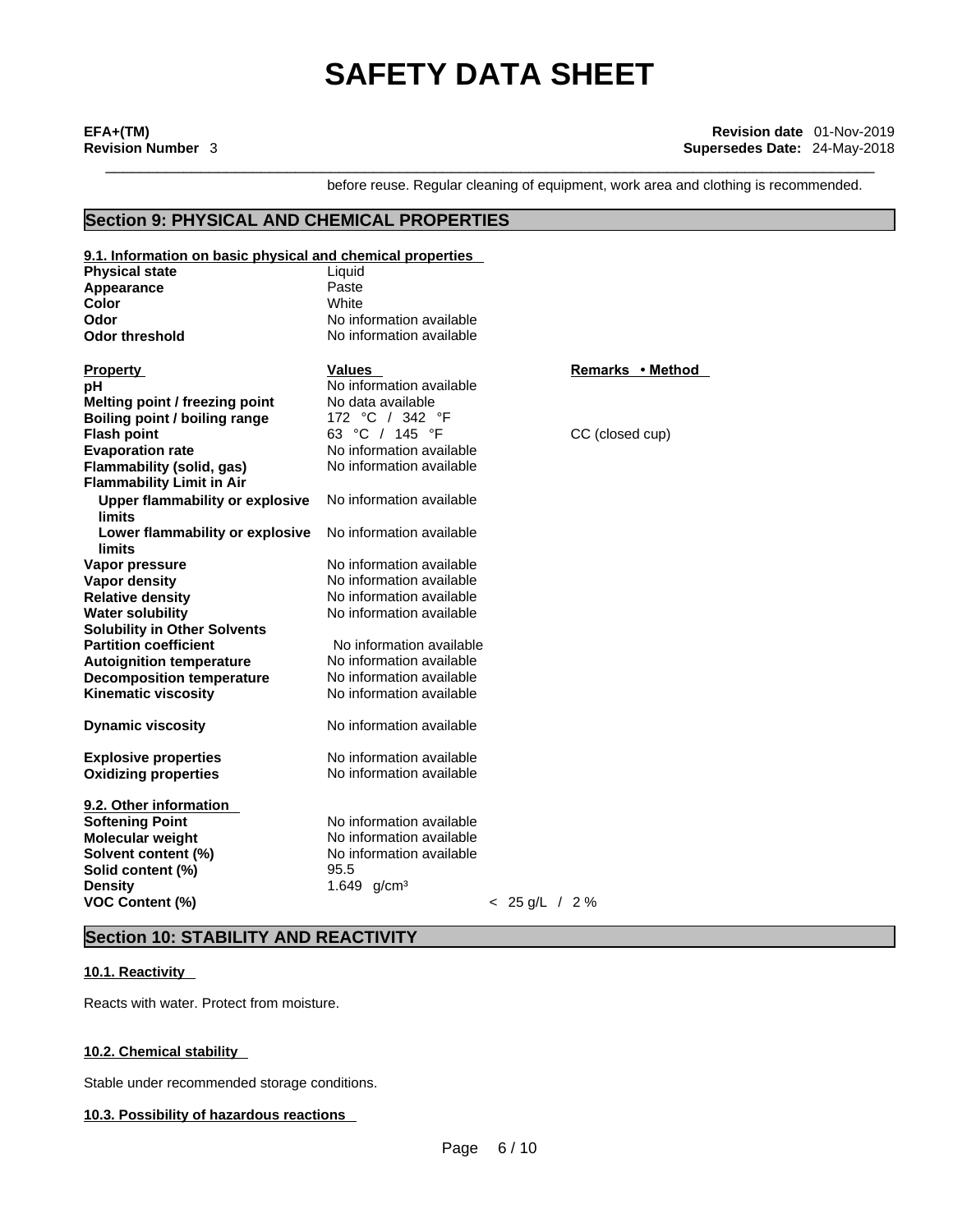before reuse. Regular cleaning of equipment, work area and clothing is recommended.

## Section 9: PHYSICAL AND CHEMICAL PROPERTIES

### 9.1. Information on basic physical and chemical properties

| | |
|---|---|
| **Physical state** | Liquid |
| **Appearance** | Paste |
| **Color** | White |
| **Odor** | No information available |
| **Odor threshold** | No information available |

| Property | Values | Remarks • Method |
|---|---|---|
| **pH** | No information available | |
| **Melting point / freezing point** | No data available | |
| **Boiling point / boiling range** | 172 °C / 342 °F | |
| **Flash point** | 63 °C / 145 °F | CC (closed cup) |
| **Evaporation rate** | No information available | |
| **Flammability (solid, gas)** | No information available | |
| **Flammability Limit in Air** | | |
| **Upper flammability or explosive limits** | No information available | |
| **Lower flammability or explosive limits** | No information available | |
| **Vapor pressure** | No information available | |
| **Vapor density** | No information available | |
| **Relative density** | No information available | |
| **Water solubility** | No information available | |
| **Solubility in Other Solvents** | | |
| **Partition coefficient** | No information available | |
| **Autoignition temperature** | No information available | |
| **Decomposition temperature** | No information available | |
| **Kinematic viscosity** | No information available | |
| **Dynamic viscosity** | No information available | |
| **Explosive properties** | No information available | |
| **Oxidizing properties** | No information available | |

### 9.2. Other information

| | |
|---|---|
| **Softening Point** | No information available |
| **Molecular weight** | No information available |
| **Solvent content (%)** | No information available |
| **Solid content (%)** | 95.5 |
| **Density** | 1.649 g/cm³ |
| **VOC Content (%)** | < 25 g/L / 2 % |

## Section 10: STABILITY AND REACTIVITY

### 10.1. Reactivity

Reacts with water. Protect from moisture.

### 10.2. Chemical stability

Stable under recommended storage conditions.

### 10.3. Possibility of hazardous reactions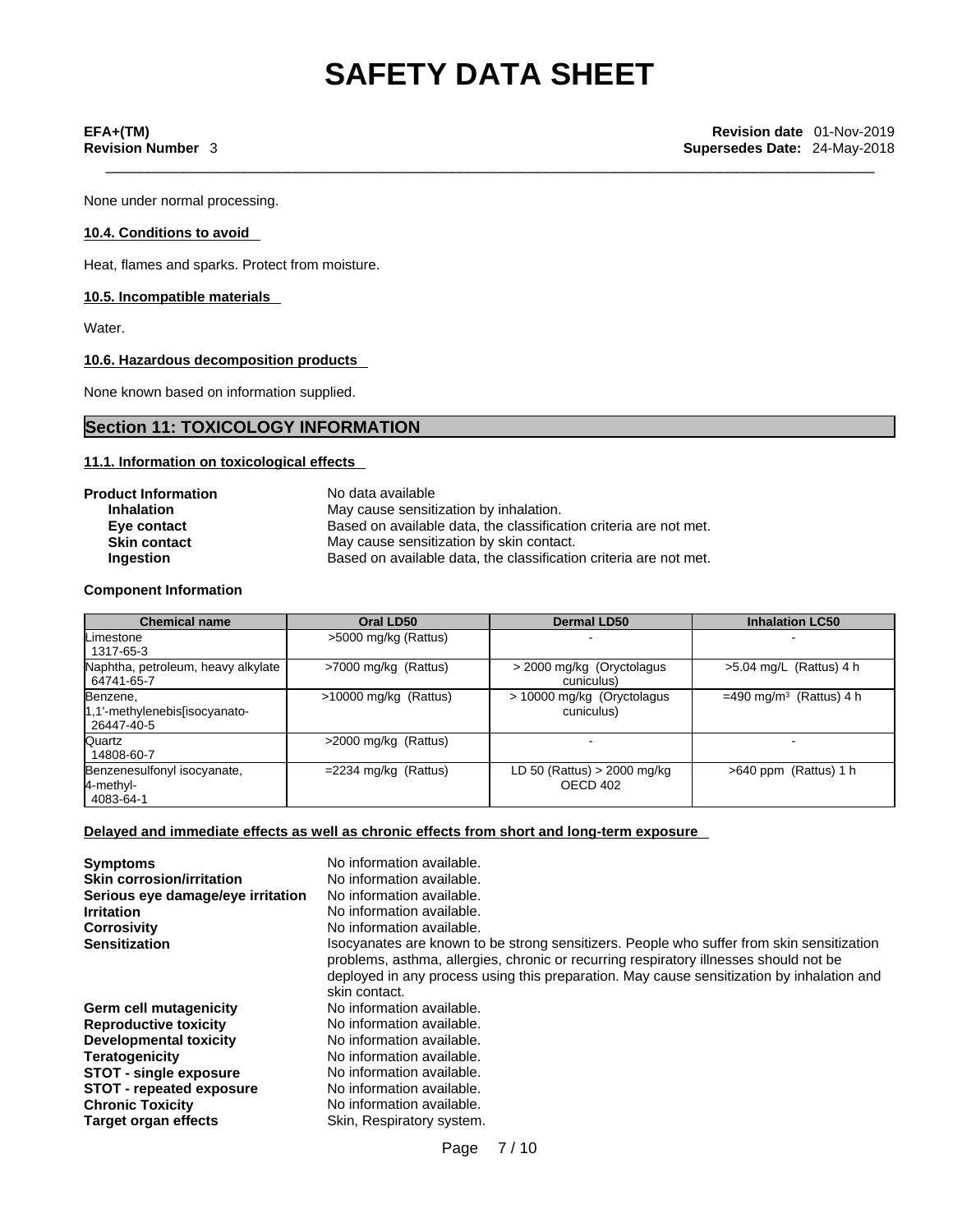None under normal processing.

### 10.4. Conditions to avoid

Heat, flames and sparks. Protect from moisture.

### 10.5. Incompatible materials

Water.

### 10.6. Hazardous decomposition products

None known based on information supplied.

## Section 11: TOXICOLOGY INFORMATION

### 11.1. Information on toxicological effects

**Product Information** No data available

**Inhalation** May cause sensitization by inhalation.

**Eye contact** Based on available data, the classification criteria are not met.

**Skin contact** May cause sensitization by skin contact.

**Ingestion** Based on available data, the classification criteria are not met.

**Component Information**

| Chemical name | Oral LD50 | Dermal LD50 | Inhalation LC50 |
|---|---|---|---|
| Limestone 1317-65-3 | >5000 mg/kg (Rattus) | - | - |
| Naphtha, petroleum, heavy alkylate 64741-65-7 | >7000 mg/kg (Rattus) | > 2000 mg/kg (Oryctolagus cuniculus) | >5.04 mg/L (Rattus) 4 h |
| Benzene, 1,1'-methylenebis[isocyanato- 26447-40-5 | >10000 mg/kg (Rattus) | > 10000 mg/kg (Oryctolagus cuniculus) | =490 mg/m³ (Rattus) 4 h |
| Quartz 14808-60-7 | >2000 mg/kg (Rattus) | - | - |
| Benzenesulfonyl isocyanate, 4-methyl- 4083-64-1 | =2234 mg/kg (Rattus) | LD 50 (Rattus) > 2000 mg/kg OECD 402 | >640 ppm (Rattus) 1 h |

### Delayed and immediate effects as well as chronic effects from short and long-term exposure

**Symptoms** No information available.

**Skin corrosion/irritation** No information available.

**Serious eye damage/eye irritation** No information available.

**Irritation** No information available.

**Corrosivity** No information available.

**Sensitization** Isocyanates are known to be strong sensitizers. People who suffer from skin sensitization problems, asthma, allergies, chronic or recurring respiratory illnesses should not be deployed in any process using this preparation. May cause sensitization by inhalation and skin contact.

**Germ cell mutagenicity** No information available.

**Reproductive toxicity** No information available.

**Developmental toxicity** No information available.

**Teratogenicity** No information available.

**STOT - single exposure** No information available.

**STOT - repeated exposure** No information available.

**Chronic Toxicity** No information available.

**Target organ effects** Skin, Respiratory system.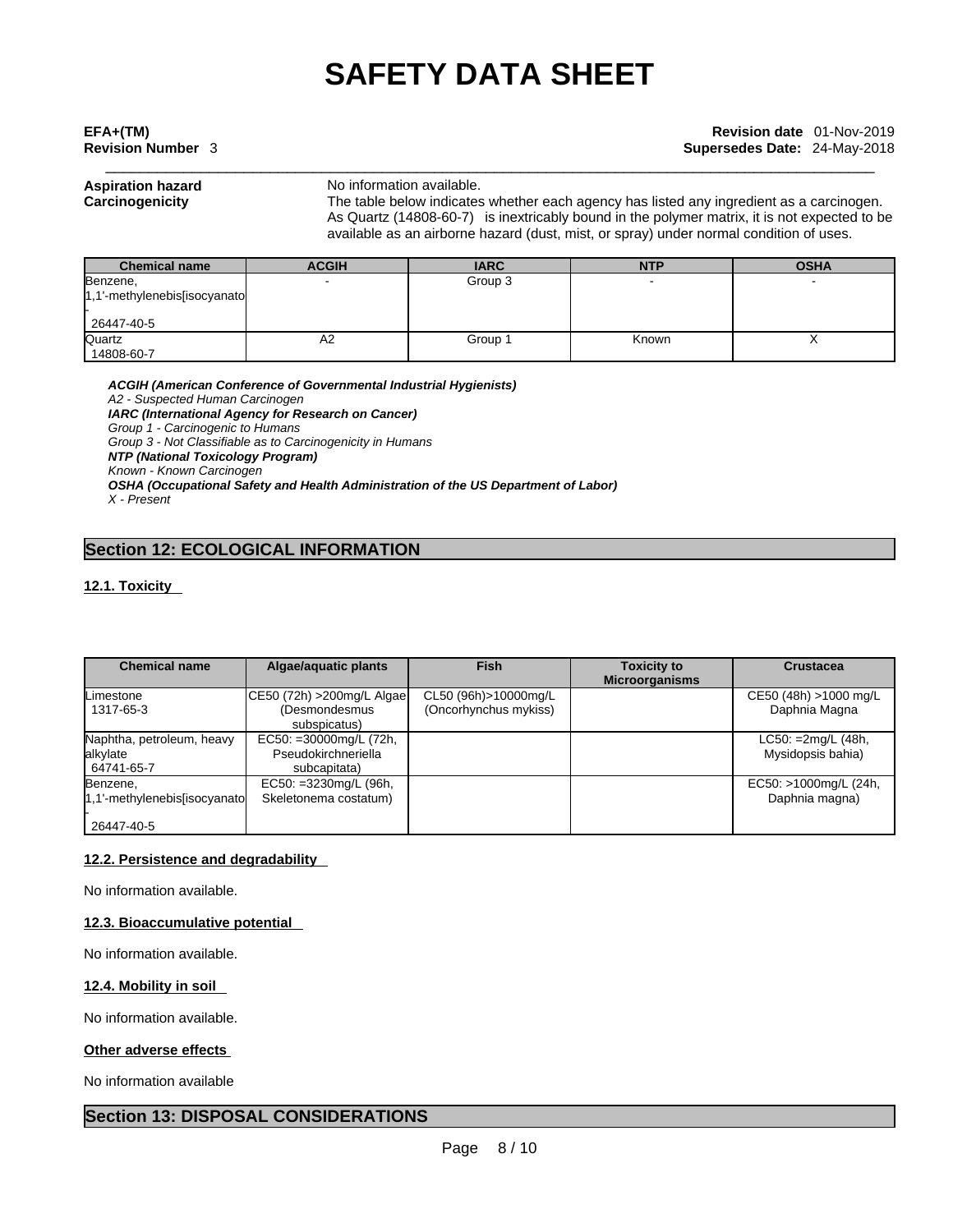**Aspiration hazard** No information available.

**Carcinogenicity** The table below indicates whether each agency has listed any ingredient as a carcinogen. As Quartz (14808-60-7) is inextricably bound in the polymer matrix, it is not expected to be available as an airborne hazard (dust, mist, or spray) under normal condition of uses.

| Chemical name | ACGIH | IARC | NTP | OSHA |
|---|---|---|---|---|
| Benzene, 1,1'-methylenebis[isocyanato- 26447-40-5 | - | Group 3 | - | - |
| Quartz 14808-60-7 | A2 | Group 1 | Known | X |

***ACGIH (American Conference of Governmental Industrial Hygienists)***
*A2 - Suspected Human Carcinogen*
***IARC (International Agency for Research on Cancer)***
*Group 1 - Carcinogenic to Humans*
*Group 3 - Not Classifiable as to Carcinogenicity in Humans*
***NTP (National Toxicology Program)***
*Known - Known Carcinogen*
***OSHA (Occupational Safety and Health Administration of the US Department of Labor)***
*X - Present*

## Section 12: ECOLOGICAL INFORMATION

### 12.1. Toxicity

| Chemical name | Algae/aquatic plants | Fish | Toxicity to Microorganisms | Crustacea |
|---|---|---|---|---|
| Limestone 1317-65-3 | CE50 (72h) >200mg/L Algae (Desmondesmus subspicatus) | CL50 (96h)>10000mg/L (Oncorhynchus mykiss) | | CE50 (48h) >1000 mg/L Daphnia Magna |
| Naphtha, petroleum, heavy alkylate 64741-65-7 | EC50: =30000mg/L (72h, Pseudokirchneriella subcapitata) | | | LC50: =2mg/L (48h, Mysidopsis bahia) |
| Benzene, 1,1'-methylenebis[isocyanato- 26447-40-5 | EC50: =3230mg/L (96h, Skeletonema costatum) | | | EC50: >1000mg/L (24h, Daphnia magna) |

### 12.2. Persistence and degradability

No information available.

### 12.3. Bioaccumulative potential

No information available.

### 12.4. Mobility in soil

No information available.

### Other adverse effects

No information available

## Section 13: DISPOSAL CONSIDERATIONS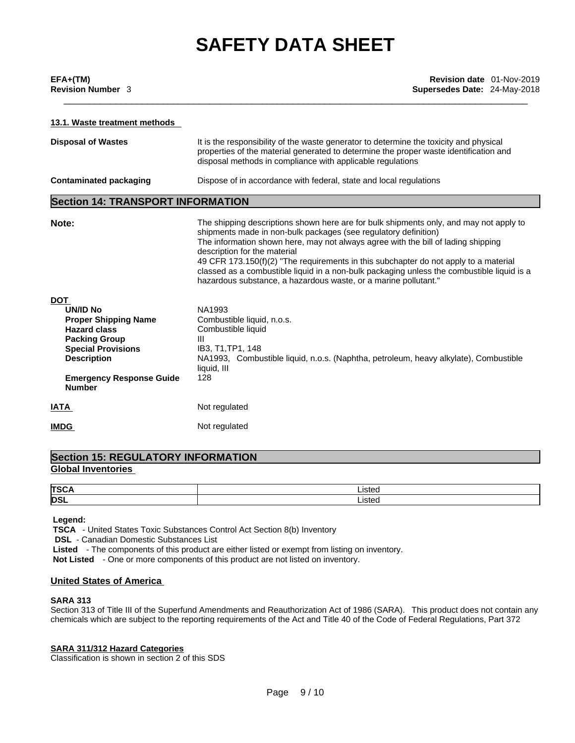### 13.1. Waste treatment methods

**Disposal of Wastes** — It is the responsibility of the waste generator to determine the toxicity and physical properties of the material generated to determine the proper waste identification and disposal methods in compliance with applicable regulations

**Contaminated packaging** — Dispose of in accordance with federal, state and local regulations

## Section 14: TRANSPORT INFORMATION

**Note:** The shipping descriptions shown here are for bulk shipments only, and may not apply to shipments made in non-bulk packages (see regulatory definition)
The information shown here, may not always agree with the bill of lading shipping description for the material
49 CFR 173.150(f)(2) "The requirements in this subchapter do not apply to a material classed as a combustible liquid in a non-bulk packaging unless the combustible liquid is a hazardous substance, a hazardous waste, or a marine pollutant."

### DOT

**UN/ID No** — NA1993
**Proper Shipping Name** — Combustible liquid, n.o.s.
**Hazard class** — Combustible liquid
**Packing Group** — III
**Special Provisions** — IB3, T1,TP1, 148
**Description** — NA1993, Combustible liquid, n.o.s. (Naphtha, petroleum, heavy alkylate), Combustible liquid, III
**Emergency Response Guide Number** — 128

**IATA** — Not regulated

**IMDG** — Not regulated

## Section 15: REGULATORY INFORMATION

### Global Inventories

| | |
|---|---|
| **TSCA** | Listed |
| **DSL** | Listed |

**Legend:**
**TSCA** - United States Toxic Substances Control Act Section 8(b) Inventory
**DSL** - Canadian Domestic Substances List
**Listed** - The components of this product are either listed or exempt from listing on inventory.
**Not Listed** - One or more components of this product are not listed on inventory.

### United States of America

**SARA 313**
Section 313 of Title III of the Superfund Amendments and Reauthorization Act of 1986 (SARA). This product does not contain any chemicals which are subject to the reporting requirements of the Act and Title 40 of the Code of Federal Regulations, Part 372

**SARA 311/312 Hazard Categories**
Classification is shown in section 2 of this SDS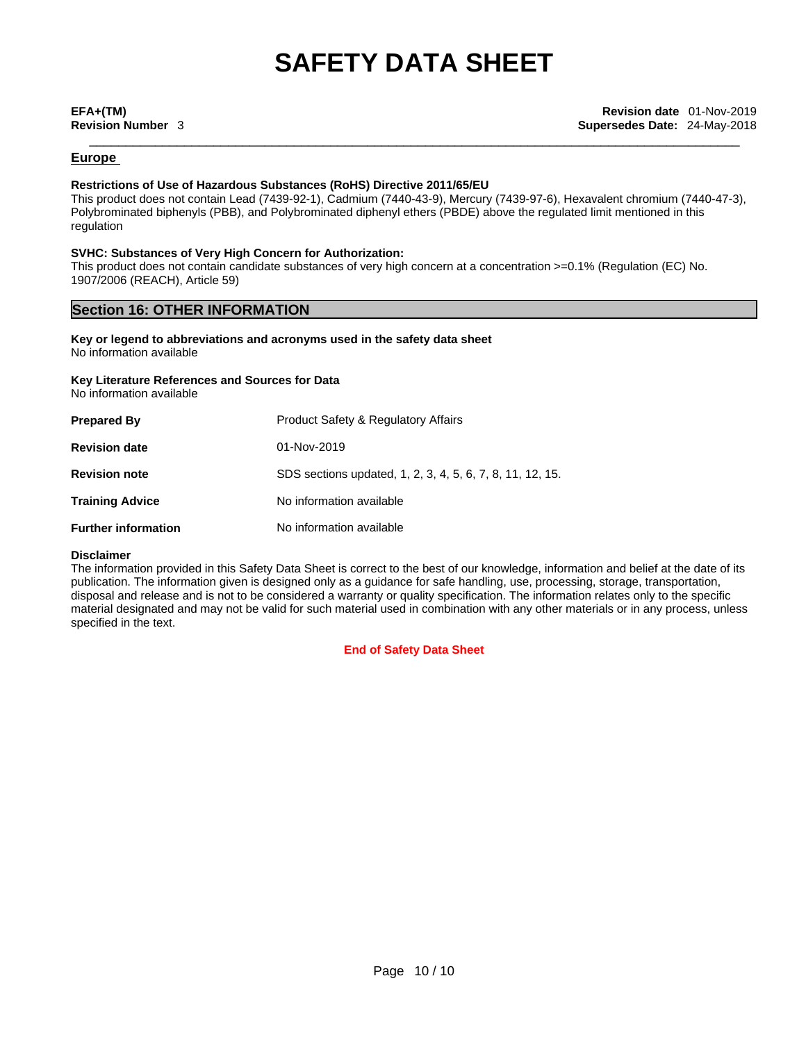# SAFETY DATA SHEET

**EFA+(TM)**
**Revision Number** 3

**Revision date** 01-Nov-2019
**Supersedes Date:** 24-May-2018

## Europe

**Restrictions of Use of Hazardous Substances (RoHS) Directive 2011/65/EU**
This product does not contain Lead (7439-92-1), Cadmium (7440-43-9), Mercury (7439-97-6), Hexavalent chromium (7440-47-3), Polybrominated biphenyls (PBB), and Polybrominated diphenyl ethers (PBDE) above the regulated limit mentioned in this regulation

**SVHC: Substances of Very High Concern for Authorization:**
This product does not contain candidate substances of very high concern at a concentration >=0.1% (Regulation (EC) No. 1907/2006 (REACH), Article 59)

## Section 16: OTHER INFORMATION

**Key or legend to abbreviations and acronyms used in the safety data sheet**
No information available

**Key Literature References and Sources for Data**
No information available

| | |
|---|---|
| **Prepared By** | Product Safety & Regulatory Affairs |
| **Revision date** | 01-Nov-2019 |
| **Revision note** | SDS sections updated, 1, 2, 3, 4, 5, 6, 7, 8, 11, 12, 15. |
| **Training Advice** | No information available |
| **Further information** | No information available |

**Disclaimer**
The information provided in this Safety Data Sheet is correct to the best of our knowledge, information and belief at the date of its publication. The information given is designed only as a guidance for safe handling, use, processing, storage, transportation, disposal and release and is not to be considered a warranty or quality specification. The information relates only to the specific material designated and may not be valid for such material used in combination with any other materials or in any process, unless specified in the text.

**End of Safety Data Sheet**